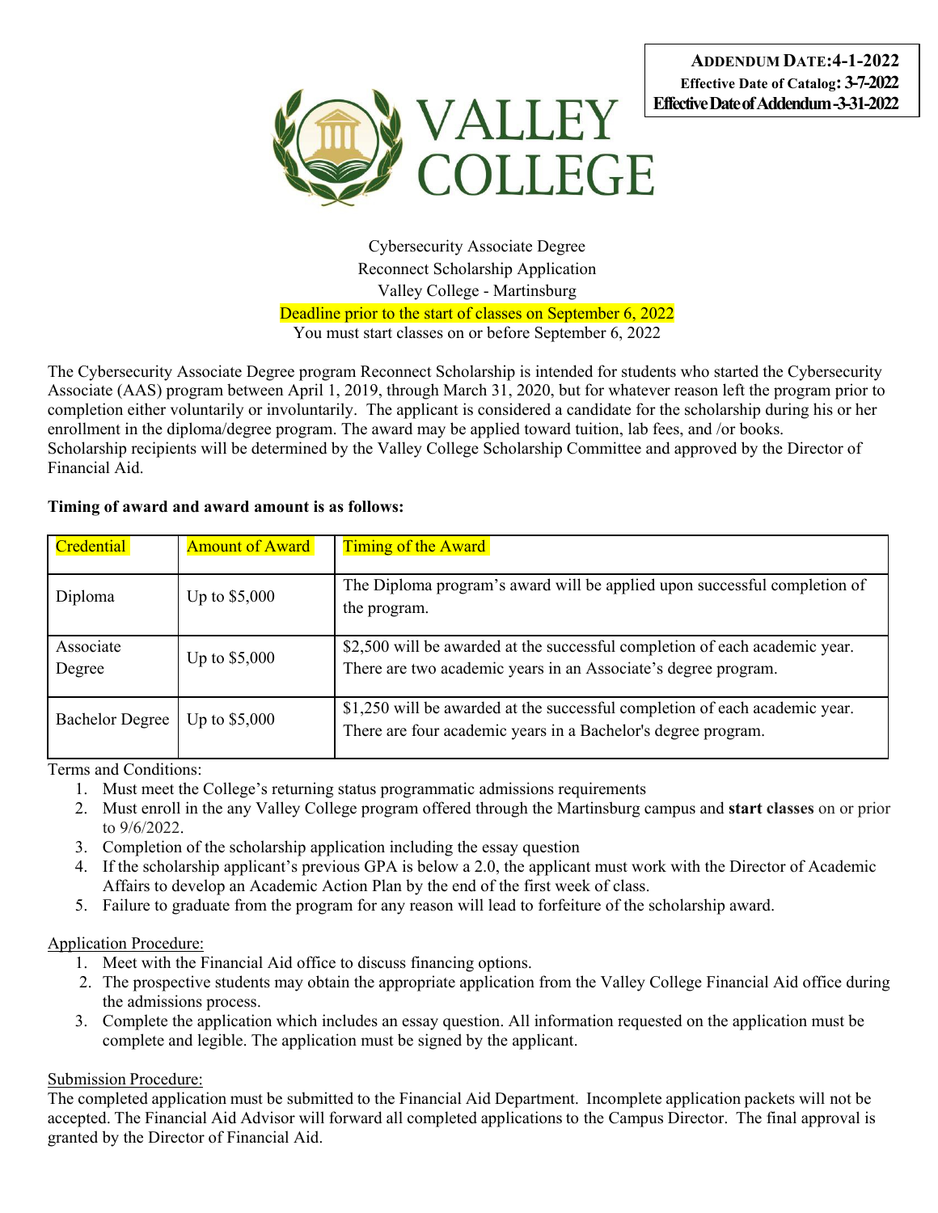**ADDENDUM DATE: 4-1-2022**
**Effective Date of Catalog: 3-7-2022**
**Effective Date of Addendum -3-31-2022**

# VALLEY COLLEGE

Cybersecurity Associate Degree
Reconnect Scholarship Application
Valley College - Martinsburg
Deadline prior to the start of classes on September 6, 2022
You must start classes on or before September 6, 2022

The Cybersecurity Associate Degree program Reconnect Scholarship is intended for students who started the Cybersecurity Associate (AAS) program between April 1, 2019, through March 31, 2020, but for whatever reason left the program prior to completion either voluntarily or involuntarily. The applicant is considered a candidate for the scholarship during his or her enrollment in the diploma/degree program. The award may be applied toward tuition, lab fees, and /or books.
Scholarship recipients will be determined by the Valley College Scholarship Committee and approved by the Director of Financial Aid.

**Timing of award and award amount is as follows:**

| Credential | Amount of Award | Timing of the Award |
|---|---|---|
| Diploma | Up to $5,000 | The Diploma program's award will be applied upon successful completion of the program. |
| Associate Degree | Up to $5,000 | $2,500 will be awarded at the successful completion of each academic year. There are two academic years in an Associate's degree program. |
| Bachelor Degree | Up to $5,000 | $1,250 will be awarded at the successful completion of each academic year. There are four academic years in a Bachelor's degree program. |

Terms and Conditions:

1. Must meet the College's returning status programmatic admissions requirements
2. Must enroll in the any Valley College program offered through the Martinsburg campus and **start classes** on or prior to 9/6/2022.
3. Completion of the scholarship application including the essay question
4. If the scholarship applicant's previous GPA is below a 2.0, the applicant must work with the Director of Academic Affairs to develop an Academic Action Plan by the end of the first week of class.
5. Failure to graduate from the program for any reason will lead to forfeiture of the scholarship award.

Application Procedure:

1. Meet with the Financial Aid office to discuss financing options.
2. The prospective students may obtain the appropriate application from the Valley College Financial Aid office during the admissions process.
3. Complete the application which includes an essay question. All information requested on the application must be complete and legible. The application must be signed by the applicant.

Submission Procedure:

The completed application must be submitted to the Financial Aid Department. Incomplete application packets will not be accepted. The Financial Aid Advisor will forward all completed applications to the Campus Director. The final approval is granted by the Director of Financial Aid.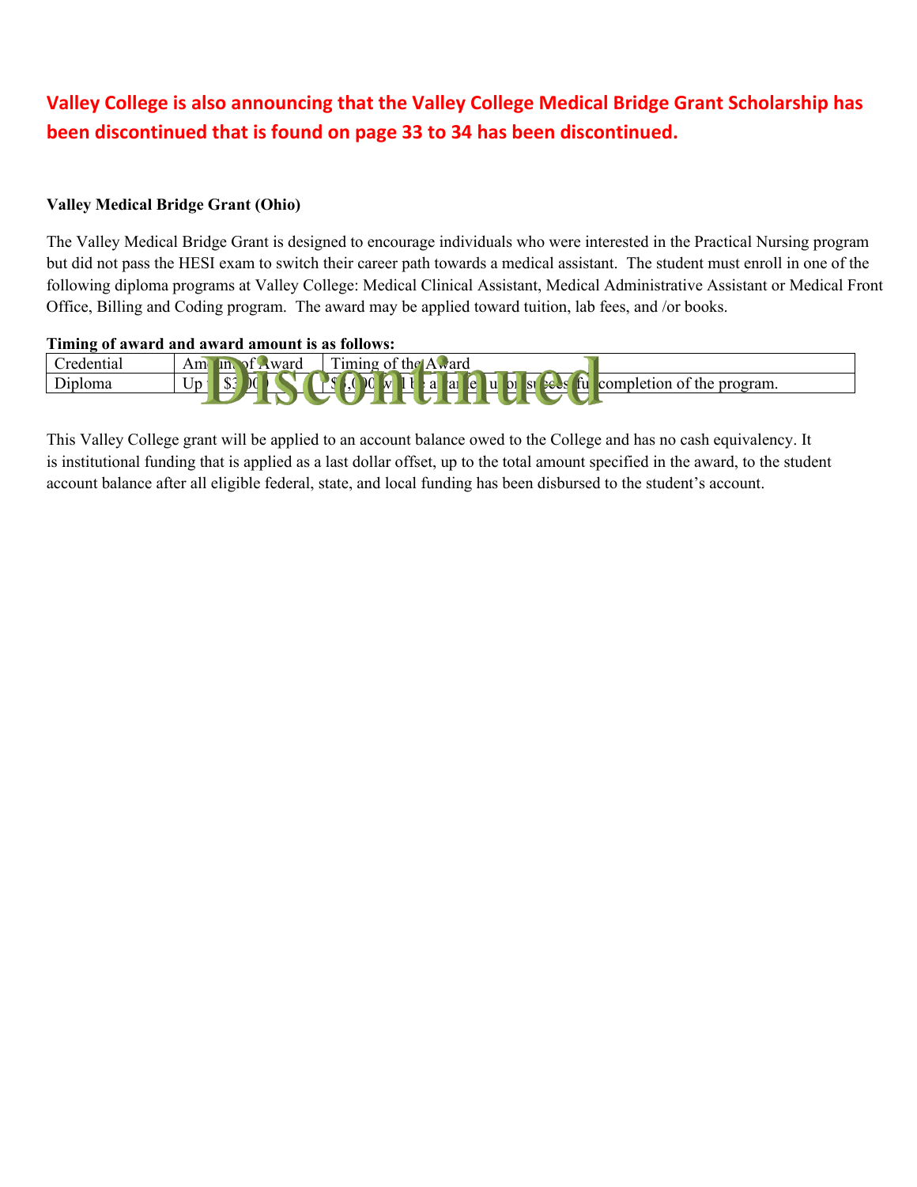**Valley College is also announcing that the Valley College Medical Bridge Grant Scholarship has been discontinued that is found on page 33 to 34 has been discontinued.**

### Valley Medical Bridge Grant (Ohio)

The Valley Medical Bridge Grant is designed to encourage individuals who were interested in the Practical Nursing program but did not pass the HESI exam to switch their career path towards a medical assistant. The student must enroll in one of the following diploma programs at Valley College: Medical Clinical Assistant, Medical Administrative Assistant or Medical Front Office, Billing and Coding program. The award may be applied toward tuition, lab fees, and /or books.

**Timing of award and award amount is as follows:**

| Credential | Amount of Award | Timing of the Award |
|---|---|---|
| Diploma | Up to $3,000 | $3,000 will be awarded upon successful completion of the program. |

Discontinued

This Valley College grant will be applied to an account balance owed to the College and has no cash equivalency. It is institutional funding that is applied as a last dollar offset, up to the total amount specified in the award, to the student account balance after all eligible federal, state, and local funding has been disbursed to the student's account.